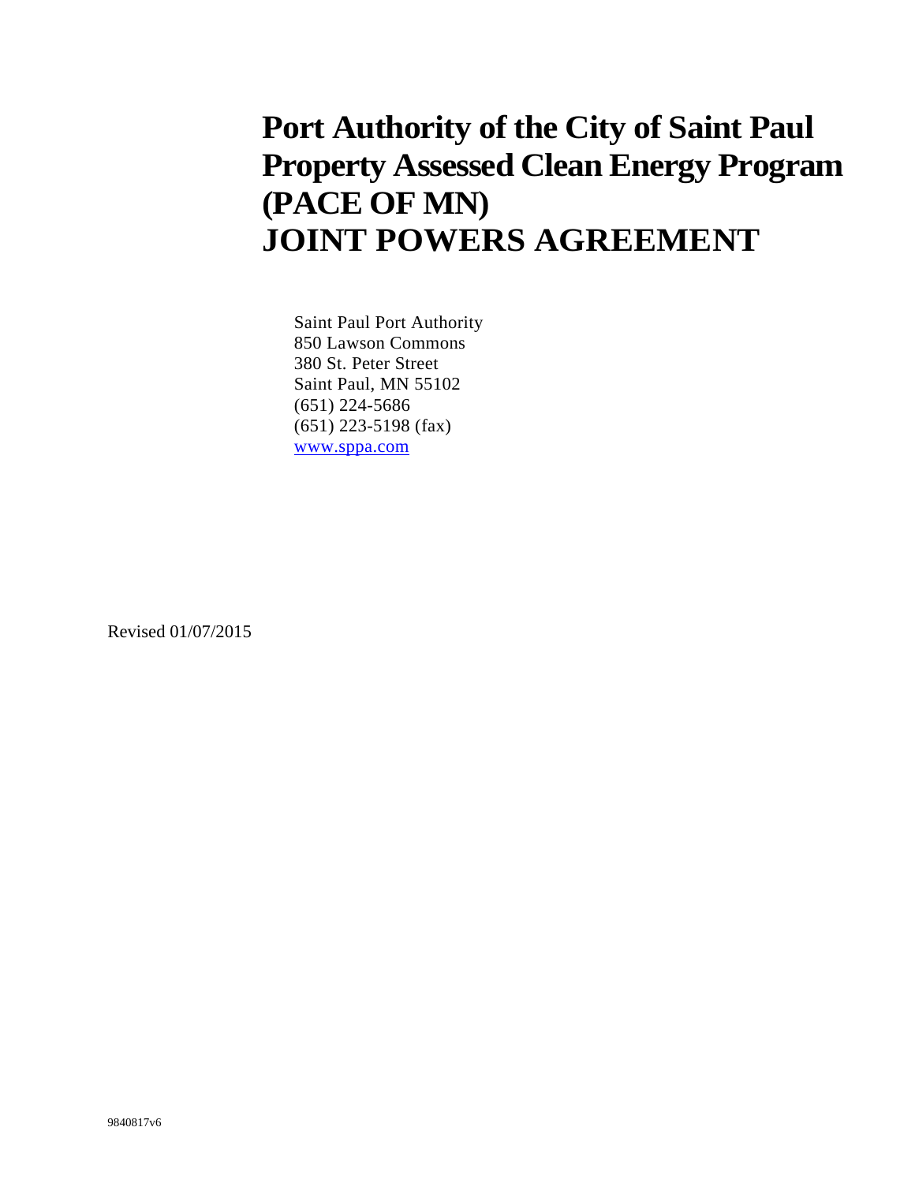# Port Authority of the City of Saint Paul Property Assessed Clean Energy Program (PACE OF MN) JOINT POWERS AGREEMENT

Saint Paul Port Authority
850 Lawson Commons
380 St. Peter Street
Saint Paul, MN 55102
(651) 224-5686
(651) 223-5198 (fax)
www.sppa.com

Revised 01/07/2015

9840817v6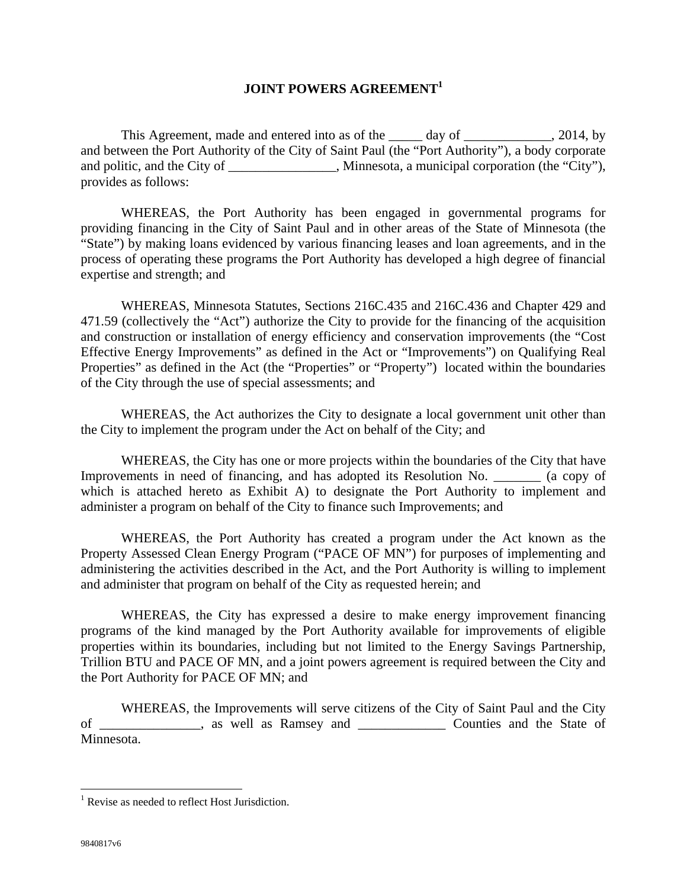# JOINT POWERS AGREEMENT[1]

This Agreement, made and entered into as of the _____ day of _____________, 2014, by and between the Port Authority of the City of Saint Paul (the "Port Authority"), a body corporate and politic, and the City of ________________, Minnesota, a municipal corporation (the "City"), provides as follows:

WHEREAS, the Port Authority has been engaged in governmental programs for providing financing in the City of Saint Paul and in other areas of the State of Minnesota (the "State") by making loans evidenced by various financing leases and loan agreements, and in the process of operating these programs the Port Authority has developed a high degree of financial expertise and strength; and

WHEREAS, Minnesota Statutes, Sections 216C.435 and 216C.436 and Chapter 429 and 471.59 (collectively the "Act") authorize the City to provide for the financing of the acquisition and construction or installation of energy efficiency and conservation improvements (the "Cost Effective Energy Improvements" as defined in the Act or "Improvements") on Qualifying Real Properties" as defined in the Act (the "Properties" or "Property") located within the boundaries of the City through the use of special assessments; and

WHEREAS, the Act authorizes the City to designate a local government unit other than the City to implement the program under the Act on behalf of the City; and

WHEREAS, the City has one or more projects within the boundaries of the City that have Improvements in need of financing, and has adopted its Resolution No. _______ (a copy of which is attached hereto as Exhibit A) to designate the Port Authority to implement and administer a program on behalf of the City to finance such Improvements; and

WHEREAS, the Port Authority has created a program under the Act known as the Property Assessed Clean Energy Program ("PACE OF MN") for purposes of implementing and administering the activities described in the Act, and the Port Authority is willing to implement and administer that program on behalf of the City as requested herein; and

WHEREAS, the City has expressed a desire to make energy improvement financing programs of the kind managed by the Port Authority available for improvements of eligible properties within its boundaries, including but not limited to the Energy Savings Partnership, Trillion BTU and PACE OF MN, and a joint powers agreement is required between the City and the Port Authority for PACE OF MN; and

WHEREAS, the Improvements will serve citizens of the City of Saint Paul and the City of _______________, as well as Ramsey and _____________ Counties and the State of Minnesota.

---

[1] Revise as needed to reflect Host Jurisdiction.

9840817v6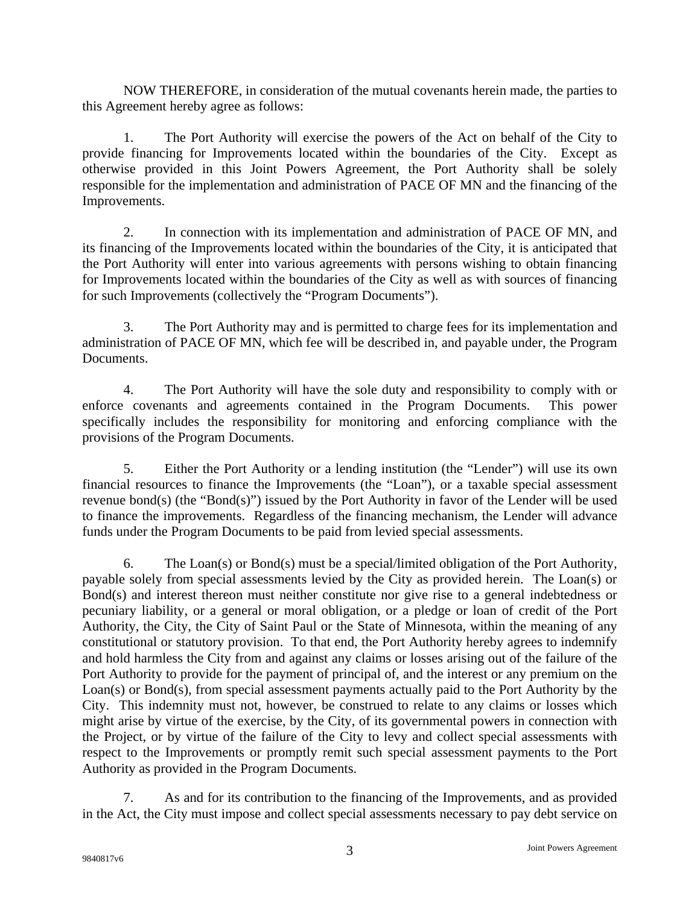NOW THEREFORE, in consideration of the mutual covenants herein made, the parties to this Agreement hereby agree as follows:

1. The Port Authority will exercise the powers of the Act on behalf of the City to provide financing for Improvements located within the boundaries of the City. Except as otherwise provided in this Joint Powers Agreement, the Port Authority shall be solely responsible for the implementation and administration of PACE OF MN and the financing of the Improvements.

2. In connection with its implementation and administration of PACE OF MN, and its financing of the Improvements located within the boundaries of the City, it is anticipated that the Port Authority will enter into various agreements with persons wishing to obtain financing for Improvements located within the boundaries of the City as well as with sources of financing for such Improvements (collectively the "Program Documents").

3. The Port Authority may and is permitted to charge fees for its implementation and administration of PACE OF MN, which fee will be described in, and payable under, the Program Documents.

4. The Port Authority will have the sole duty and responsibility to comply with or enforce covenants and agreements contained in the Program Documents. This power specifically includes the responsibility for monitoring and enforcing compliance with the provisions of the Program Documents.

5. Either the Port Authority or a lending institution (the "Lender") will use its own financial resources to finance the Improvements (the "Loan"), or a taxable special assessment revenue bond(s) (the "Bond(s)") issued by the Port Authority in favor of the Lender will be used to finance the improvements. Regardless of the financing mechanism, the Lender will advance funds under the Program Documents to be paid from levied special assessments.

6. The Loan(s) or Bond(s) must be a special/limited obligation of the Port Authority, payable solely from special assessments levied by the City as provided herein. The Loan(s) or Bond(s) and interest thereon must neither constitute nor give rise to a general indebtedness or pecuniary liability, or a general or moral obligation, or a pledge or loan of credit of the Port Authority, the City, the City of Saint Paul or the State of Minnesota, within the meaning of any constitutional or statutory provision. To that end, the Port Authority hereby agrees to indemnify and hold harmless the City from and against any claims or losses arising out of the failure of the Port Authority to provide for the payment of principal of, and the interest or any premium on the Loan(s) or Bond(s), from special assessment payments actually paid to the Port Authority by the City. This indemnity must not, however, be construed to relate to any claims or losses which might arise by virtue of the exercise, by the City, of its governmental powers in connection with the Project, or by virtue of the failure of the City to levy and collect special assessments with respect to the Improvements or promptly remit such special assessment payments to the Port Authority as provided in the Program Documents.

7. As and for its contribution to the financing of the Improvements, and as provided in the Act, the City must impose and collect special assessments necessary to pay debt service on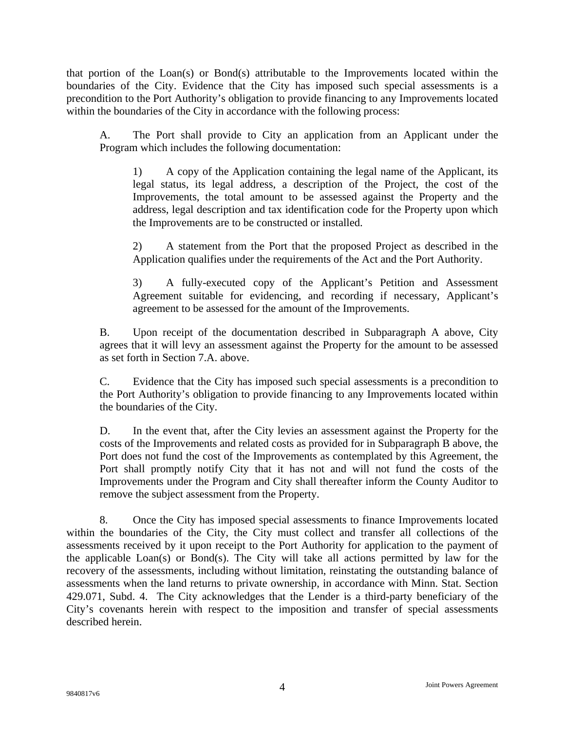that portion of the Loan(s) or Bond(s) attributable to the Improvements located within the boundaries of the City. Evidence that the City has imposed such special assessments is a precondition to the Port Authority's obligation to provide financing to any Improvements located within the boundaries of the City in accordance with the following process:

A. The Port shall provide to City an application from an Applicant under the Program which includes the following documentation:

1) A copy of the Application containing the legal name of the Applicant, its legal status, its legal address, a description of the Project, the cost of the Improvements, the total amount to be assessed against the Property and the address, legal description and tax identification code for the Property upon which the Improvements are to be constructed or installed.

2) A statement from the Port that the proposed Project as described in the Application qualifies under the requirements of the Act and the Port Authority.

3) A fully-executed copy of the Applicant's Petition and Assessment Agreement suitable for evidencing, and recording if necessary, Applicant's agreement to be assessed for the amount of the Improvements.

B. Upon receipt of the documentation described in Subparagraph A above, City agrees that it will levy an assessment against the Property for the amount to be assessed as set forth in Section 7.A. above.

C. Evidence that the City has imposed such special assessments is a precondition to the Port Authority's obligation to provide financing to any Improvements located within the boundaries of the City.

D. In the event that, after the City levies an assessment against the Property for the costs of the Improvements and related costs as provided for in Subparagraph B above, the Port does not fund the cost of the Improvements as contemplated by this Agreement, the Port shall promptly notify City that it has not and will not fund the costs of the Improvements under the Program and City shall thereafter inform the County Auditor to remove the subject assessment from the Property.

8. Once the City has imposed special assessments to finance Improvements located within the boundaries of the City, the City must collect and transfer all collections of the assessments received by it upon receipt to the Port Authority for application to the payment of the applicable Loan(s) or Bond(s). The City will take all actions permitted by law for the recovery of the assessments, including without limitation, reinstating the outstanding balance of assessments when the land returns to private ownership, in accordance with Minn. Stat. Section 429.071, Subd. 4. The City acknowledges that the Lender is a third-party beneficiary of the City's covenants herein with respect to the imposition and transfer of special assessments described herein.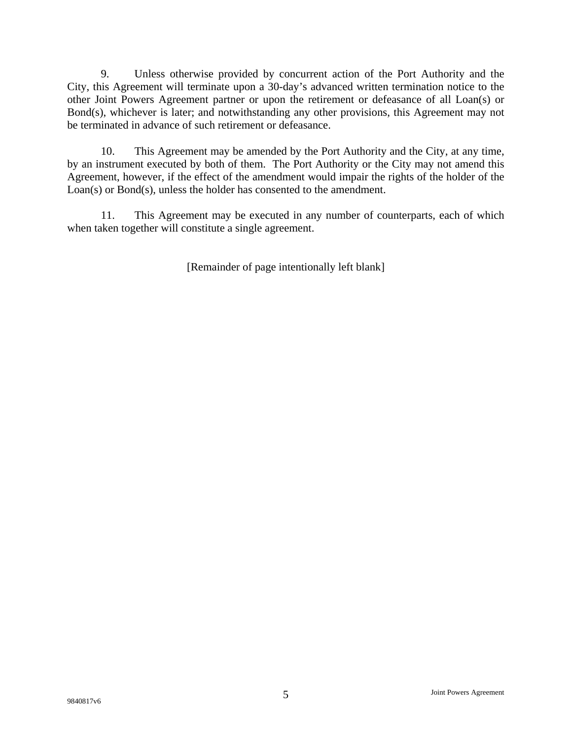9. Unless otherwise provided by concurrent action of the Port Authority and the City, this Agreement will terminate upon a 30-day's advanced written termination notice to the other Joint Powers Agreement partner or upon the retirement or defeasance of all Loan(s) or Bond(s), whichever is later; and notwithstanding any other provisions, this Agreement may not be terminated in advance of such retirement or defeasance.

10. This Agreement may be amended by the Port Authority and the City, at any time, by an instrument executed by both of them. The Port Authority or the City may not amend this Agreement, however, if the effect of the amendment would impair the rights of the holder of the Loan(s) or Bond(s), unless the holder has consented to the amendment.

11. This Agreement may be executed in any number of counterparts, each of which when taken together will constitute a single agreement.

[Remainder of page intentionally left blank]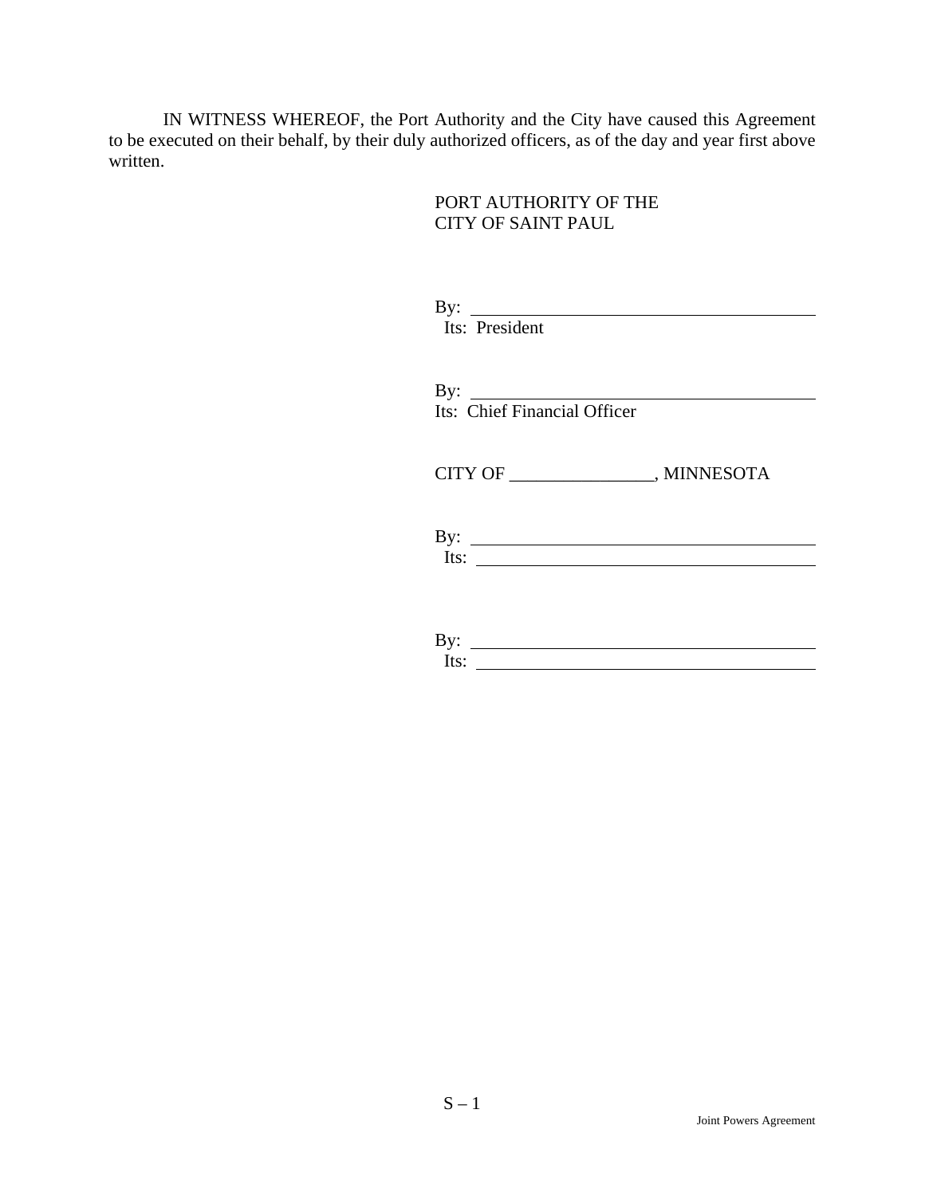IN WITNESS WHEREOF, the Port Authority and the City have caused this Agreement to be executed on their behalf, by their duly authorized officers, as of the day and year first above written.

PORT AUTHORITY OF THE
CITY OF SAINT PAUL

By: ________________________________________
Its: President

By: ________________________________________
Its: Chief Financial Officer

CITY OF ________________, MINNESOTA

By: ________________________________________
Its: ________________________________________

By: ________________________________________
Its: ________________________________________

S – 1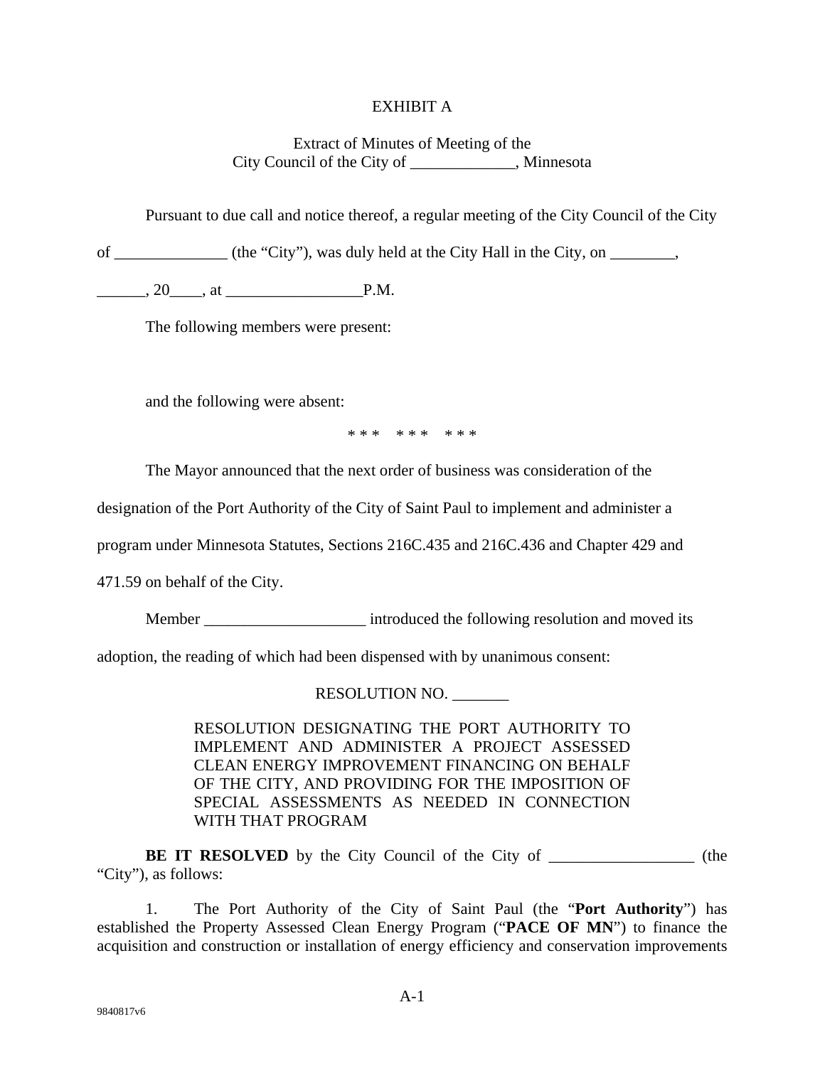EXHIBIT A

Extract of Minutes of Meeting of the
City Council of the City of _____________, Minnesota

Pursuant to due call and notice thereof, a regular meeting of the City Council of the City of ______________ (the "City"), was duly held at the City Hall in the City, on ________, ______, 20____, at _________________P.M.

The following members were present:

and the following were absent:

\* \* \*  \* \* \*  \* \* \*

The Mayor announced that the next order of business was consideration of the designation of the Port Authority of the City of Saint Paul to implement and administer a program under Minnesota Statutes, Sections 216C.435 and 216C.436 and Chapter 429 and 471.59 on behalf of the City.

Member ____________________ introduced the following resolution and moved its adoption, the reading of which had been dispensed with by unanimous consent:

RESOLUTION NO. _______

RESOLUTION DESIGNATING THE PORT AUTHORITY TO IMPLEMENT AND ADMINISTER A PROJECT ASSESSED CLEAN ENERGY IMPROVEMENT FINANCING ON BEHALF OF THE CITY, AND PROVIDING FOR THE IMPOSITION OF SPECIAL ASSESSMENTS AS NEEDED IN CONNECTION WITH THAT PROGRAM

**BE IT RESOLVED** by the City Council of the City of __________________ (the "City"), as follows:

1. The Port Authority of the City of Saint Paul (the "**Port Authority**") has established the Property Assessed Clean Energy Program ("**PACE OF MN**") to finance the acquisition and construction or installation of energy efficiency and conservation improvements

9840817v6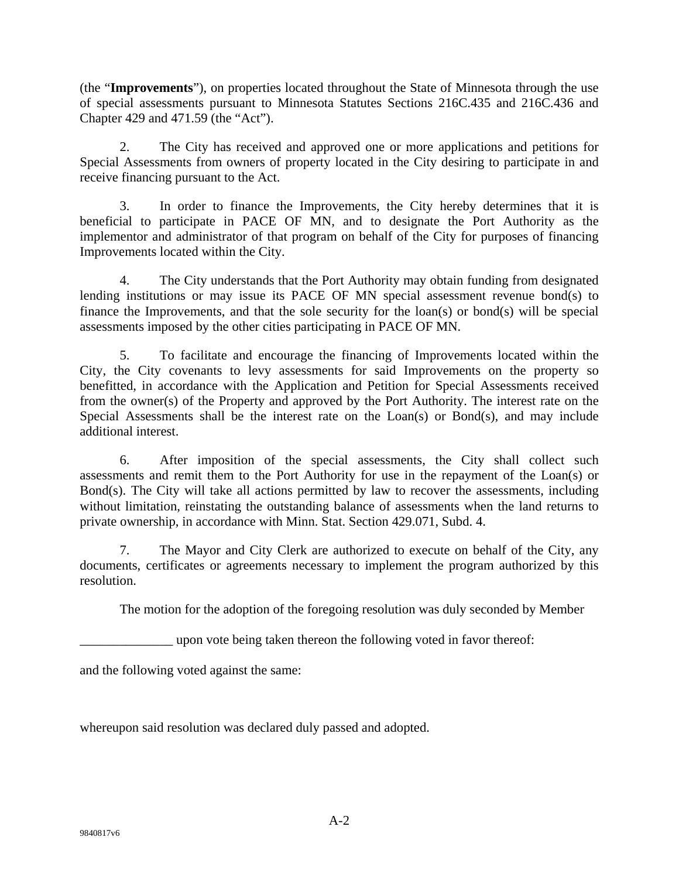(the "**Improvements**"), on properties located throughout the State of Minnesota through the use of special assessments pursuant to Minnesota Statutes Sections 216C.435 and 216C.436 and Chapter 429 and 471.59 (the "Act").

2. The City has received and approved one or more applications and petitions for Special Assessments from owners of property located in the City desiring to participate in and receive financing pursuant to the Act.

3. In order to finance the Improvements, the City hereby determines that it is beneficial to participate in PACE OF MN, and to designate the Port Authority as the implementor and administrator of that program on behalf of the City for purposes of financing Improvements located within the City.

4. The City understands that the Port Authority may obtain funding from designated lending institutions or may issue its PACE OF MN special assessment revenue bond(s) to finance the Improvements, and that the sole security for the loan(s) or bond(s) will be special assessments imposed by the other cities participating in PACE OF MN.

5. To facilitate and encourage the financing of Improvements located within the City, the City covenants to levy assessments for said Improvements on the property so benefitted, in accordance with the Application and Petition for Special Assessments received from the owner(s) of the Property and approved by the Port Authority. The interest rate on the Special Assessments shall be the interest rate on the Loan(s) or Bond(s), and may include additional interest.

6. After imposition of the special assessments, the City shall collect such assessments and remit them to the Port Authority for use in the repayment of the Loan(s) or Bond(s). The City will take all actions permitted by law to recover the assessments, including without limitation, reinstating the outstanding balance of assessments when the land returns to private ownership, in accordance with Minn. Stat. Section 429.071, Subd. 4.

7. The Mayor and City Clerk are authorized to execute on behalf of the City, any documents, certificates or agreements necessary to implement the program authorized by this resolution.

The motion for the adoption of the foregoing resolution was duly seconded by Member

______________ upon vote being taken thereon the following voted in favor thereof:

and the following voted against the same:

whereupon said resolution was declared duly passed and adopted.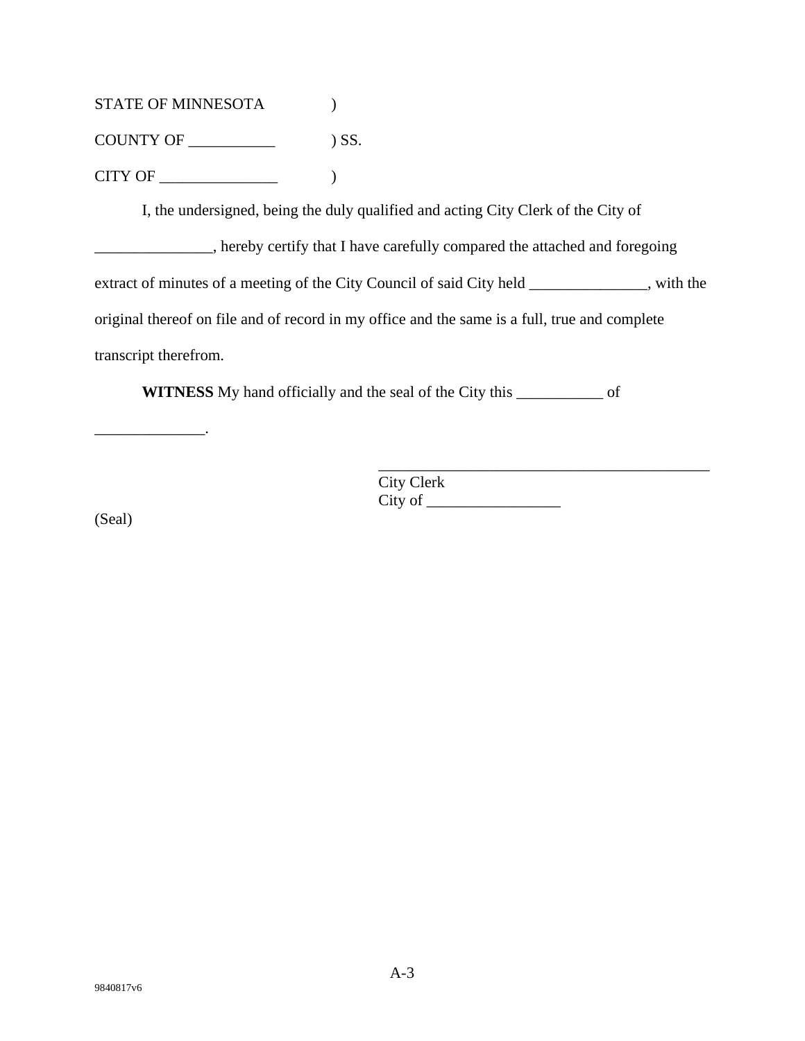STATE OF MINNESOTA )

COUNTY OF ___________ ) SS.

CITY OF _______________ )

I, the undersigned, being the duly qualified and acting City Clerk of the City of _______________, hereby certify that I have carefully compared the attached and foregoing extract of minutes of a meeting of the City Council of said City held _______________, with the original thereof on file and of record in my office and the same is a full, true and complete transcript therefrom.

**WITNESS** My hand officially and the seal of the City this ___________ of ______________.

_____________________________________________
City Clerk
City of _________________

(Seal)

9840817v6